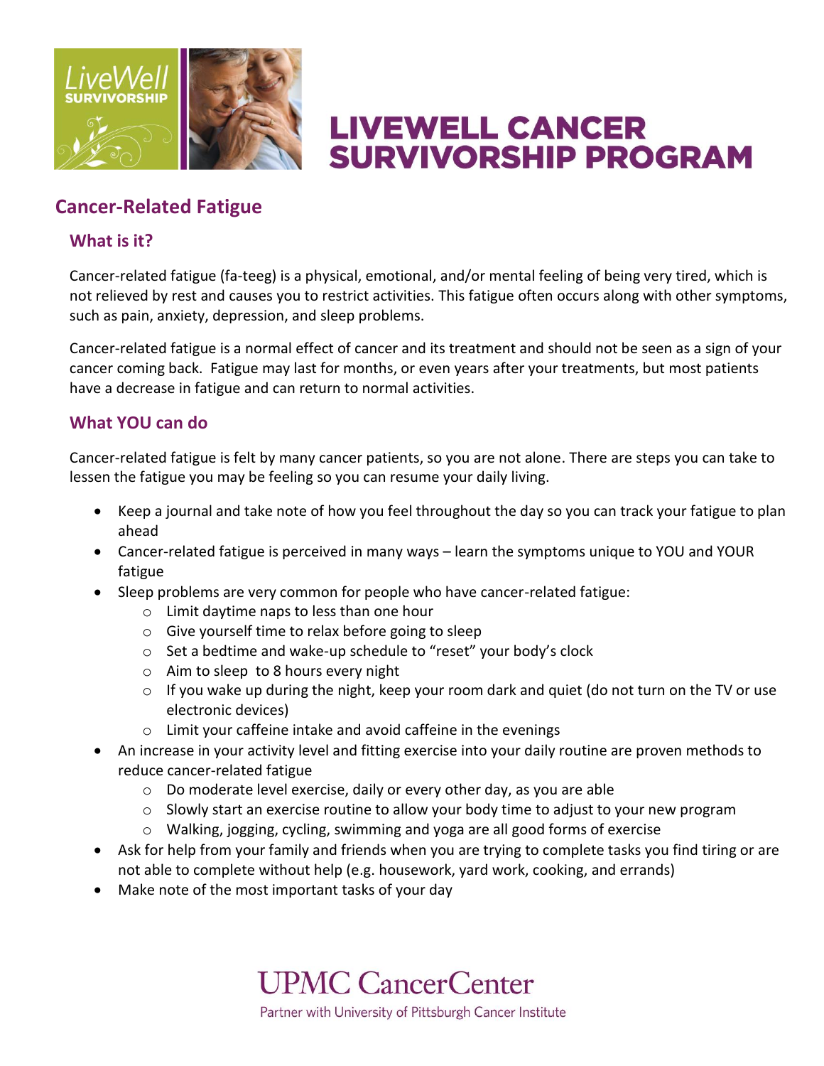# LIVEWELL CANCER SURVIVORSHIP PROGRAM

## Cancer-Related Fatigue

### What is it?

Cancer-related fatigue (fa-teeg) is a physical, emotional, and/or mental feeling of being very tired, which is not relieved by rest and causes you to restrict activities. This fatigue often occurs along with other symptoms, such as pain, anxiety, depression, and sleep problems.

Cancer-related fatigue is a normal effect of cancer and its treatment and should not be seen as a sign of your cancer coming back. Fatigue may last for months, or even years after your treatments, but most patients have a decrease in fatigue and can return to normal activities.

### What YOU can do

Cancer-related fatigue is felt by many cancer patients, so you are not alone. There are steps you can take to lessen the fatigue you may be feeling so you can resume your daily living.

- Keep a journal and take note of how you feel throughout the day so you can track your fatigue to plan ahead
- Cancer-related fatigue is perceived in many ways – learn the symptoms unique to YOU and YOUR fatigue
- Sleep problems are very common for people who have cancer-related fatigue:
    - Limit daytime naps to less than one hour
    - Give yourself time to relax before going to sleep
    - Set a bedtime and wake-up schedule to "reset" your body's clock
    - Aim to sleep to 8 hours every night
    - If you wake up during the night, keep your room dark and quiet (do not turn on the TV or use electronic devices)
    - Limit your caffeine intake and avoid caffeine in the evenings
- An increase in your activity level and fitting exercise into your daily routine are proven methods to reduce cancer-related fatigue
    - Do moderate level exercise, daily or every other day, as you are able
    - Slowly start an exercise routine to allow your body time to adjust to your new program
    - Walking, jogging, cycling, swimming and yoga are all good forms of exercise
- Ask for help from your family and friends when you are trying to complete tasks you find tiring or are not able to complete without help (e.g. housework, yard work, cooking, and errands)
- Make note of the most important tasks of your day

UPMC CancerCenter

Partner with University of Pittsburgh Cancer Institute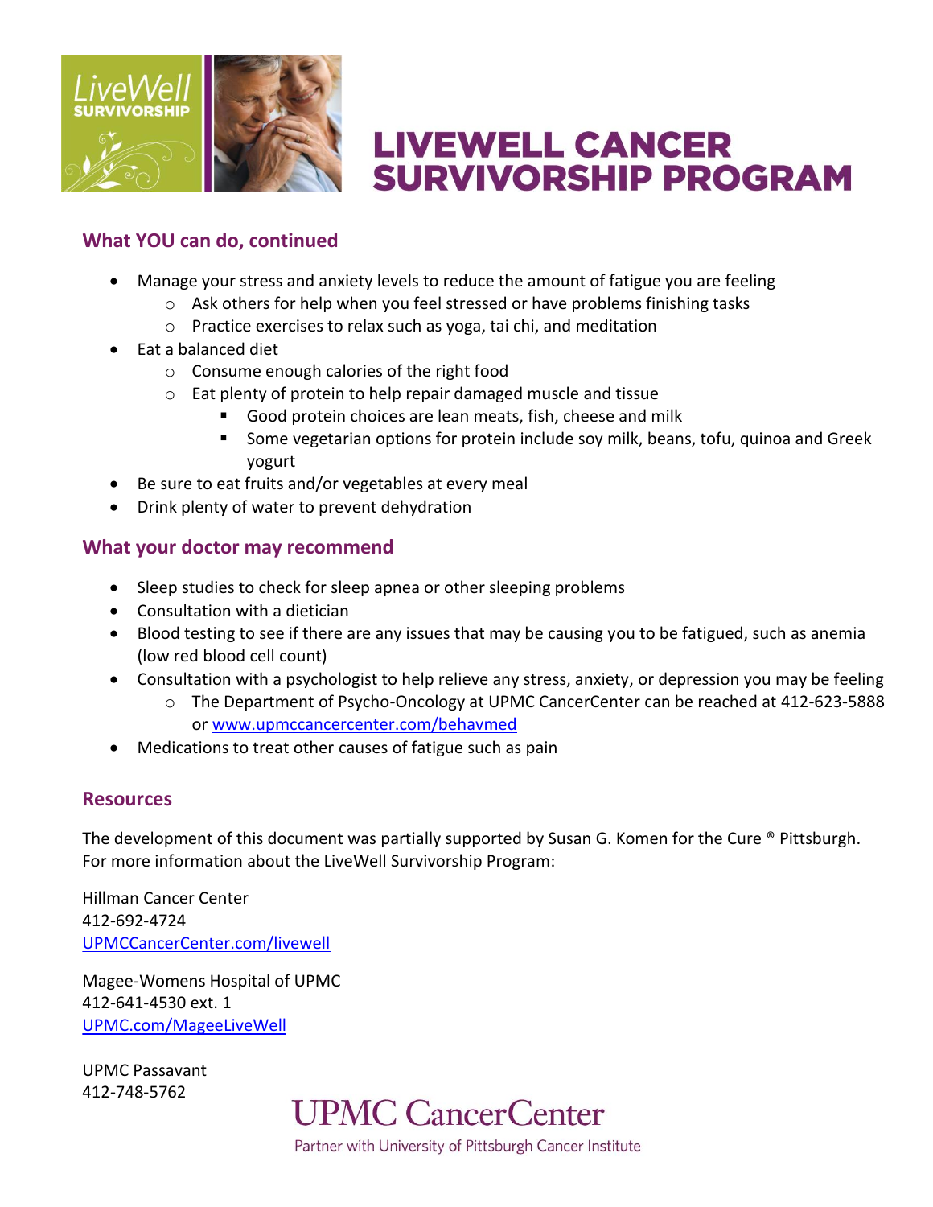# LIVEWELL CANCER SURVIVORSHIP PROGRAM

## What YOU can do, continued

- Manage your stress and anxiety levels to reduce the amount of fatigue you are feeling
  - Ask others for help when you feel stressed or have problems finishing tasks
  - Practice exercises to relax such as yoga, tai chi, and meditation
- Eat a balanced diet
  - Consume enough calories of the right food
  - Eat plenty of protein to help repair damaged muscle and tissue
    - Good protein choices are lean meats, fish, cheese and milk
    - Some vegetarian options for protein include soy milk, beans, tofu, quinoa and Greek yogurt
- Be sure to eat fruits and/or vegetables at every meal
- Drink plenty of water to prevent dehydration

## What your doctor may recommend

- Sleep studies to check for sleep apnea or other sleeping problems
- Consultation with a dietician
- Blood testing to see if there are any issues that may be causing you to be fatigued, such as anemia (low red blood cell count)
- Consultation with a psychologist to help relieve any stress, anxiety, or depression you may be feeling
  - The Department of Psycho-Oncology at UPMC CancerCenter can be reached at 412-623-5888 or www.upmccancercenter.com/behavmed
- Medications to treat other causes of fatigue such as pain

## Resources

The development of this document was partially supported by Susan G. Komen for the Cure ® Pittsburgh. For more information about the LiveWell Survivorship Program:

Hillman Cancer Center
412-692-4724
UPMCCancerCenter.com/livewell

Magee-Womens Hospital of UPMC
412-641-4530 ext. 1
UPMC.com/MageeLiveWell

UPMC Passavant
412-748-5762

UPMC CancerCenter
Partner with University of Pittsburgh Cancer Institute